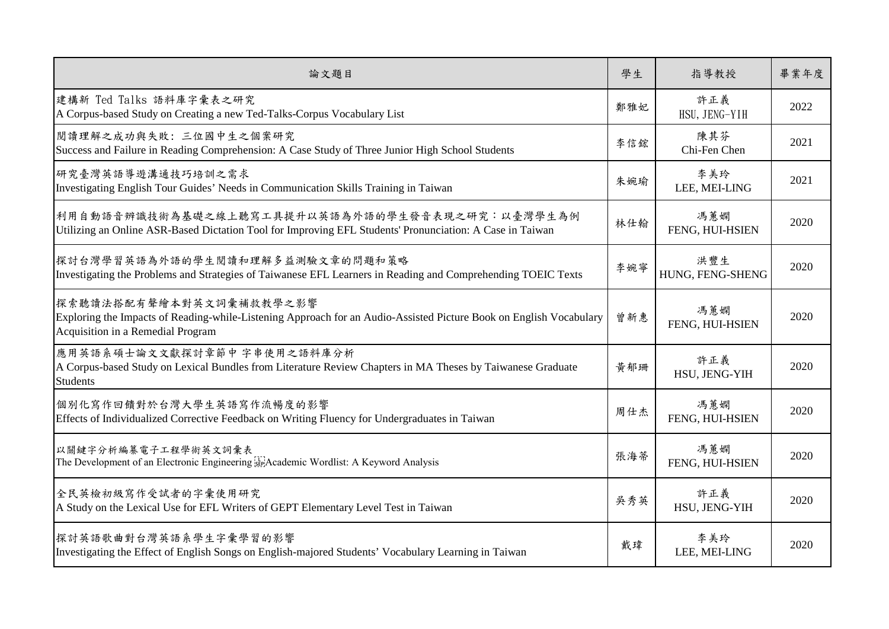| 論文題目 | 學生 | 指導教授 | 畢業年度 |
| --- | --- | --- | --- |
| 建構新 Ted Talks 語料庫字彙表之研究<br>A Corpus-based Study on Creating a new Ted-Talks-Corpus Vocabulary List | 鄭雅妃 | 許正義<br>HSU, JENG-YIH | 2022 |
| 閱讀理解之成功與失敗: 三位國中生之個案研究<br>Success and Failure in Reading Comprehension: A Case Study of Three Junior High School Students | 李信鋐 | 陳其芬<br>Chi-Fen Chen | 2021 |
| 研究臺灣英語導遊溝通技巧培訓之需求<br>Investigating English Tour Guides' Needs in Communication Skills Training in Taiwan | 朱婉瑜 | 李美玲<br>LEE, MEI-LING | 2021 |
| 利用自動語音辨識技術為基礎之線上聽寫工具提升以英語為外語的學生發音表現之研究：以臺灣學生為例<br>Utilizing an Online ASR-Based Dictation Tool for Improving EFL Students' Pronunciation: A Case in Taiwan | 林仕翰 | 馮蕙嫻<br>FENG, HUI-HSIEN | 2020 |
| 探討台灣學習英語為外語的學生閱讀和理解多益測驗文章的問題和策略<br>Investigating the Problems and Strategies of Taiwanese EFL Learners in Reading and Comprehending TOEIC Texts | 李婉寧 | 洪豐生<br>HUNG, FENG-SHENG | 2020 |
| 探索聽讀法搭配有聲繪本對英文詞彙補救教學之影響<br>Exploring the Impacts of Reading-while-Listening Approach for an Audio-Assisted Picture Book on English Vocabulary Acquisition in a Remedial Program | 曾新惠 | 馮蕙嫻<br>FENG, HUI-HSIEN | 2020 |
| 應用英語系碩士論文文獻探討章節中 字串使用之語料庫分析<br>A Corpus-based Study on Lexical Bundles from Literature Review Chapters in MA Theses by Taiwanese Graduate Students | 黃郁珊 | 許正義<br>HSU, JENG-YIH | 2020 |
| 個別化寫作回饋對於台灣大學生英語寫作流暢度的影響<br>Effects of Individualized Corrective Feedback on Writing Fluency for Undergraduates in Taiwan | 周仕杰 | 馮蕙嫻<br>FENG, HUI-HSIEN | 2020 |
| 以關鍵字分析編纂電子工程學術英文詞彙表<br>The Development of an Electronic Engineering Academic Wordlist: A Keyword Analysis | 張海蒂 | 馮蕙嫻<br>FENG, HUI-HSIEN | 2020 |
| 全民英檢初級寫作受試者的字彙使用研究<br>A Study on the Lexical Use for EFL Writers of GEPT Elementary Level Test in Taiwan | 吳秀英 | 許正義<br>HSU, JENG-YIH | 2020 |
| 探討英語歌曲對台灣英語系學生字彙學習的影響<br>Investigating the Effect of English Songs on English-majored Students' Vocabulary Learning in Taiwan | 戴瑋 | 李美玲<br>LEE, MEI-LING | 2020 |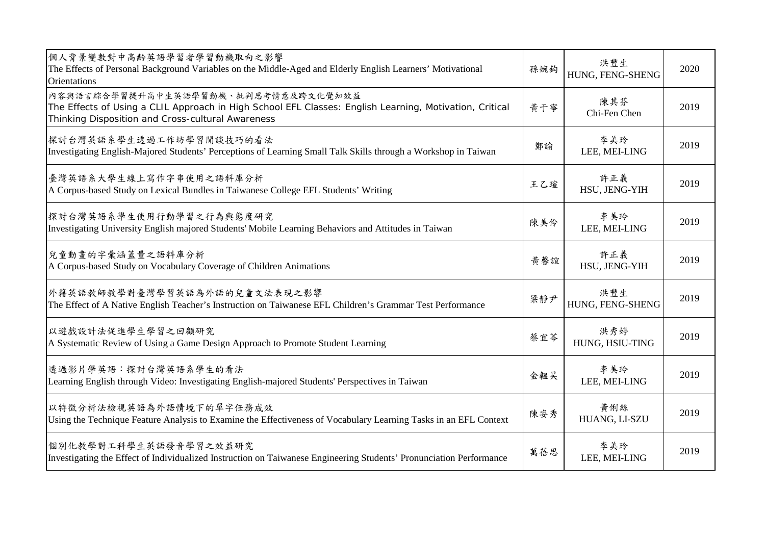| | | | |
|---|---|---|---|
| 個人背景變數對中高齡英語學習者學習動機取向之影響<br>The Effects of Personal Background Variables on the Middle-Aged and Elderly English Learners' Motivational Orientations | 孫婉鈞 | 洪豐生<br>HUNG, FENG-SHENG | 2020 |
| 內容與語言綜合學習提升高中生英語學習動機、批判思考情意及跨文化覺知效益<br>The Effects of Using a CLIL Approach in High School EFL Classes: English Learning, Motivation, Critical Thinking Disposition and Cross-cultural Awareness | 黃于寧 | 陳其芬<br>Chi-Fen Chen | 2019 |
| 探討台灣英語系學生透過工作坊學習閒談技巧的看法<br>Investigating English-Majored Students' Perceptions of Learning Small Talk Skills through a Workshop in Taiwan | 鄭諭 | 李美玲<br>LEE, MEI-LING | 2019 |
| 臺灣英語系大學生線上寫作字串使用之語料庫分析<br>A Corpus-based Study on Lexical Bundles in Taiwanese College EFL Students' Writing | 王乙瑄 | 許正義<br>HSU, JENG-YIH | 2019 |
| 探討台灣英語系學生使用行動學習之行為與態度研究<br>Investigating University English majored Students' Mobile Learning Behaviors and Attitudes in Taiwan | 陳美伶 | 李美玲<br>LEE, MEI-LING | 2019 |
| 兒童動畫的字彙涵蓋量之語料庫分析<br>A Corpus-based Study on Vocabulary Coverage of Children Animations | 黃馨誼 | 許正義<br>HSU, JENG-YIH | 2019 |
| 外籍英語教師教學對臺灣學習英語為外語的兒童文法表現之影響<br>The Effect of A Native English Teacher's Instruction on Taiwanese EFL Children's Grammar Test Performance | 梁靜尹 | 洪豐生<br>HUNG, FENG-SHENG | 2019 |
| 以遊戲設計法促進學生學習之回顧研究<br>A Systematic Review of Using a Game Design Approach to Promote Student Learning | 蔡宜芩 | 洪秀婷<br>HUNG, HSIU-TING | 2019 |
| 透過影片學英語：探討台灣英語系學生的看法<br>Learning English through Video: Investigating English-majored Students' Perspectives in Taiwan | 金韞昊 | 李美玲<br>LEE, MEI-LING | 2019 |
| 以特徵分析法檢視英語為外語情境下的單字任務成效<br>Using the Technique Feature Analysis to Examine the Effectiveness of Vocabulary Learning Tasks in an EFL Context | 陳姿秀 | 黃俐絲<br>HUANG, LI-SZU | 2019 |
| 個別化教學對工科學生英語發音學習之效益研究<br>Investigating the Effect of Individualized Instruction on Taiwanese Engineering Students' Pronunciation Performance | 萬蓓思 | 李美玲<br>LEE, MEI-LING | 2019 |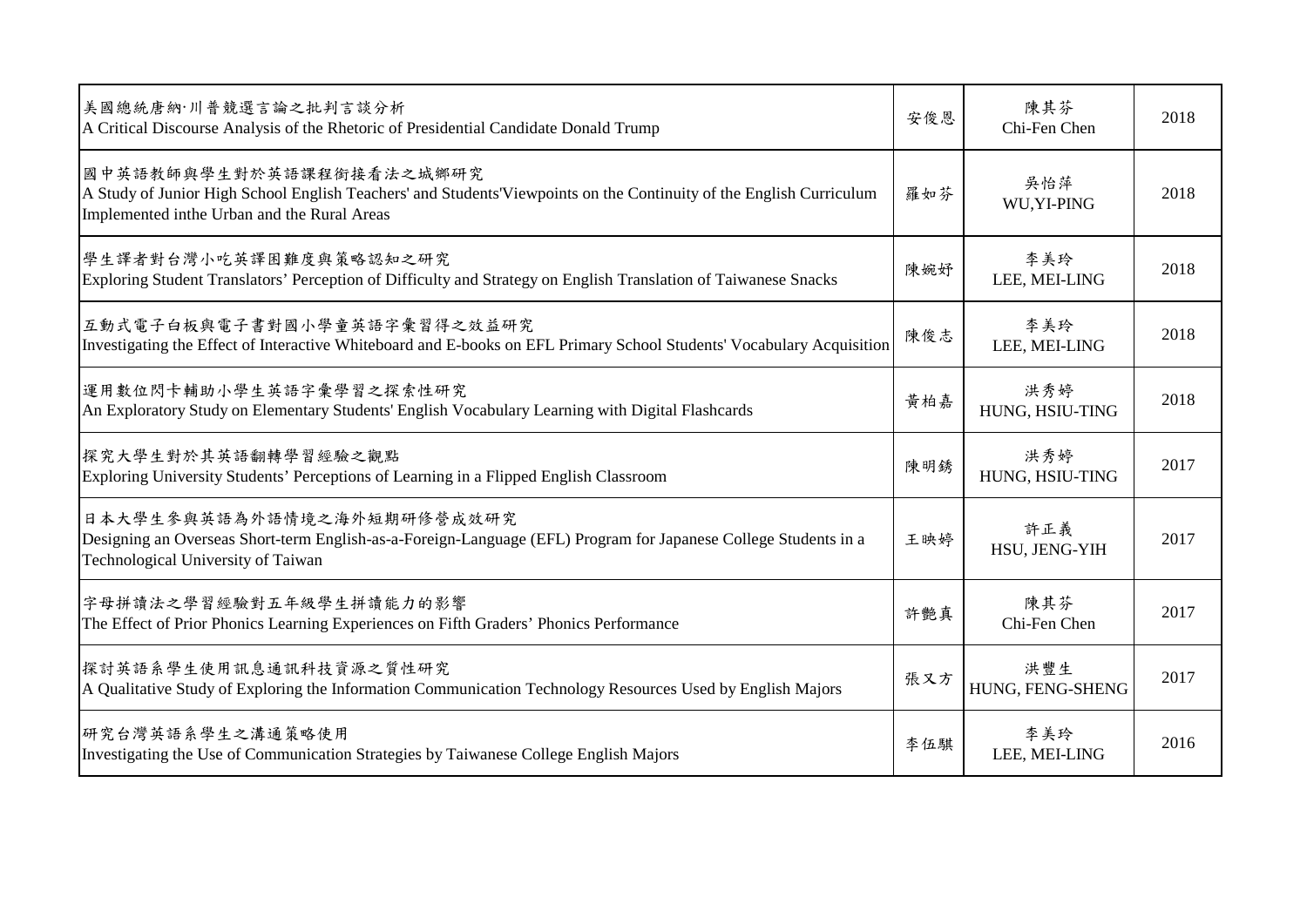| | | | |
|---|---|---|---|
| 美國總統唐納·川普競選言論之批判言談分析<br>A Critical Discourse Analysis of the Rhetoric of Presidential Candidate Donald Trump | 安俊恩 | 陳其芬<br>Chi-Fen Chen | 2018 |
| 國中英語教師與學生對於英語課程銜接看法之城鄉研究<br>A Study of Junior High School English Teachers' and Students'Viewpoints on the Continuity of the English Curriculum Implemented inthe Urban and the Rural Areas | 羅如芬 | 吳怡萍<br>WU,YI-PING | 2018 |
| 學生譯者對台灣小吃英譯困難度與策略認知之研究<br>Exploring Student Translators' Perception of Difficulty and Strategy on English Translation of Taiwanese Snacks | 陳婉妤 | 李美玲<br>LEE, MEI-LING | 2018 |
| 互動式電子白板與電子書對國小學童英語字彙習得之效益研究<br>Investigating the Effect of Interactive Whiteboard and E-books on EFL Primary School Students' Vocabulary Acquisition | 陳俊志 | 李美玲<br>LEE, MEI-LING | 2018 |
| 運用數位閃卡輔助小學生英語字彙學習之探索性研究<br>An Exploratory Study on Elementary Students' English Vocabulary Learning with Digital Flashcards | 黃柏嘉 | 洪秀婷<br>HUNG, HSIU-TING | 2018 |
| 探究大學生對於其英語翻轉學習經驗之觀點<br>Exploring University Students' Perceptions of Learning in a Flipped English Classroom | 陳明銹 | 洪秀婷<br>HUNG, HSIU-TING | 2017 |
| 日本大學生參與英語為外語情境之海外短期研修營成效研究<br>Designing an Overseas Short-term English-as-a-Foreign-Language (EFL) Program for Japanese College Students in a Technological University of Taiwan | 王映婷 | 許正義<br>HSU, JENG-YIH | 2017 |
| 字母拼讀法之學習經驗對五年級學生拼讀能力的影響<br>The Effect of Prior Phonics Learning Experiences on Fifth Graders' Phonics Performance | 許艷真 | 陳其芬<br>Chi-Fen Chen | 2017 |
| 探討英語系學生使用訊息通訊科技資源之質性研究<br>A Qualitative Study of Exploring the Information Communication Technology Resources Used by English Majors | 張又方 | 洪豐生<br>HUNG, FENG-SHENG | 2017 |
| 研究台灣英語系學生之溝通策略使用<br>Investigating the Use of Communication Strategies by Taiwanese College English Majors | 李伍騏 | 李美玲<br>LEE, MEI-LING | 2016 |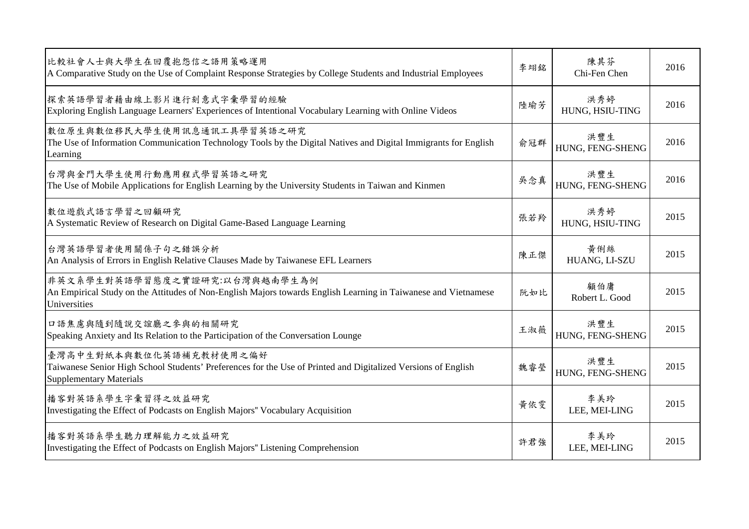| | | | |
|---|---|---|---|
| 比較社會人士與大學生在回覆抱怨信之語用策略運用<br>A Comparative Study on the Use of Complaint Response Strategies by College Students and Industrial Employees | 李翊銘 | 陳其芬<br>Chi-Fen Chen | 2016 |
| 探索英語學習者藉由線上影片進行刻意式字彙學習的經驗<br>Exploring English Language Learners' Experiences of Intentional Vocabulary Learning with Online Videos | 陸瑜芳 | 洪秀婷<br>HUNG, HSIU-TING | 2016 |
| 數位原生與數位移民大學生使用訊息通訊工具學習英語之研究<br>The Use of Information Communication Technology Tools by the Digital Natives and Digital Immigrants for English Learning | 俞冠群 | 洪豐生<br>HUNG, FENG-SHENG | 2016 |
| 台灣與金門大學生使用行動應用程式學習英語之研究<br>The Use of Mobile Applications for English Learning by the University Students in Taiwan and Kinmen | 吳念真 | 洪豐生<br>HUNG, FENG-SHENG | 2016 |
| 數位遊戲式語言學習之回顧研究<br>A Systematic Review of Research on Digital Game-Based Language Learning | 張若羚 | 洪秀婷<br>HUNG, HSIU-TING | 2015 |
| 台灣英語學習者使用關係子句之錯誤分析<br>An Analysis of Errors in English Relative Clauses Made by Taiwanese EFL Learners | 陳正傑 | 黃俐絲<br>HUANG, LI-SZU | 2015 |
| 非英文系學生對英語學習態度之實證研究:以台灣與越南學生為例<br>An Empirical Study on the Attitudes of Non-English Majors towards English Learning in Taiwanese and Vietnamese Universities | 阮如比 | 顧伯庸<br>Robert L. Good | 2015 |
| 口語焦慮與隨到隨說交誼廳之參與的相關研究<br>Speaking Anxiety and Its Relation to the Participation of the Conversation Lounge | 王淑薇 | 洪豐生<br>HUNG, FENG-SHENG | 2015 |
| 臺灣高中生對紙本與數位化英語補充教材使用之偏好<br>Taiwanese Senior High School Students' Preferences for the Use of Printed and Digitalized Versions of English Supplementary Materials | 魏睿瑩 | 洪豐生<br>HUNG, FENG-SHENG | 2015 |
| 播客對英語系學生字彙習得之效益研究<br>Investigating the Effect of Podcasts on English Majors" Vocabulary Acquisition | 黃依雯 | 李美玲<br>LEE, MEI-LING | 2015 |
| 播客對英語系學生聽力理解能力之效益研究<br>Investigating the Effect of Podcasts on English Majors" Listening Comprehension | 許君強 | 李美玲<br>LEE, MEI-LING | 2015 |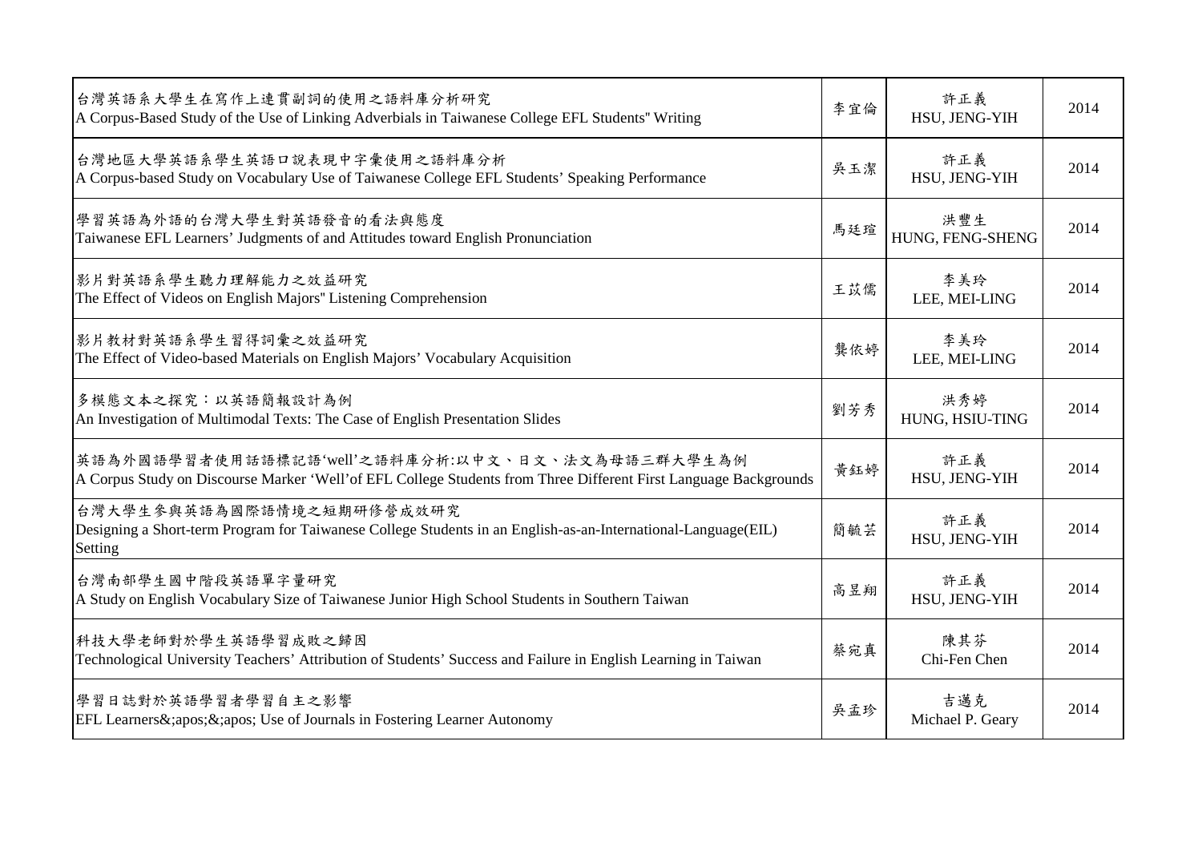| | | | |
|---|---|---|---|
| 台灣英語系大學生在寫作上連貫副詞的使用之語料庫分析研究<br>A Corpus-Based Study of the Use of Linking Adverbials in Taiwanese College EFL Students'' Writing | 李宜倫 | 許正義<br>HSU, JENG-YIH | 2014 |
| 台灣地區大學英語系學生英語口說表現中字彙使用之語料庫分析<br>A Corpus-based Study on Vocabulary Use of Taiwanese College EFL Students' Speaking Performance | 吳玉潔 | 許正義<br>HSU, JENG-YIH | 2014 |
| 學習英語為外語的台灣大學生對英語發音的看法與態度<br>Taiwanese EFL Learners' Judgments of and Attitudes toward English Pronunciation | 馬廷瑄 | 洪豐生<br>HUNG, FENG-SHENG | 2014 |
| 影片對英語系學生聽力理解能力之效益研究<br>The Effect of Videos on English Majors'' Listening Comprehension | 王苡儒 | 李美玲<br>LEE, MEI-LING | 2014 |
| 影片教材對英語系學生習得詞彙之效益研究<br>The Effect of Video-based Materials on English Majors' Vocabulary Acquisition | 龔依婷 | 李美玲<br>LEE, MEI-LING | 2014 |
| 多模態文本之探究：以英語簡報設計為例<br>An Investigation of Multimodal Texts: The Case of English Presentation Slides | 劉芳秀 | 洪秀婷<br>HUNG, HSIU-TING | 2014 |
| 英語為外國語學習者使用話語標記語'well'之語料庫分析:以中文、日文、法文為母語三群大學生為例<br>A Corpus Study on Discourse Marker 'Well'of EFL College Students from Three Different First Language Backgrounds | 黃鈺婷 | 許正義<br>HSU, JENG-YIH | 2014 |
| 台灣大學生參與英語為國際語情境之短期研修營成效研究<br>Designing a Short-term Program for Taiwanese College Students in an English-as-an-International-Language(EIL) Setting | 簡毓芸 | 許正義<br>HSU, JENG-YIH | 2014 |
| 台灣南部學生國中階段英語單字量研究<br>A Study on English Vocabulary Size of Taiwanese Junior High School Students in Southern Taiwan | 高昱翔 | 許正義<br>HSU, JENG-YIH | 2014 |
| 科技大學老師對於學生英語學習成敗之歸因<br>Technological University Teachers' Attribution of Students' Success and Failure in English Learning in Taiwan | 蔡宛真 | 陳其芬<br>Chi-Fen Chen | 2014 |
| 學習日誌對於英語學習者學習自主之影響<br>EFL Learners&;apos;&;apos; Use of Journals in Fostering Learner Autonomy | 吳孟珍 | 吉邁克<br>Michael P. Geary | 2014 |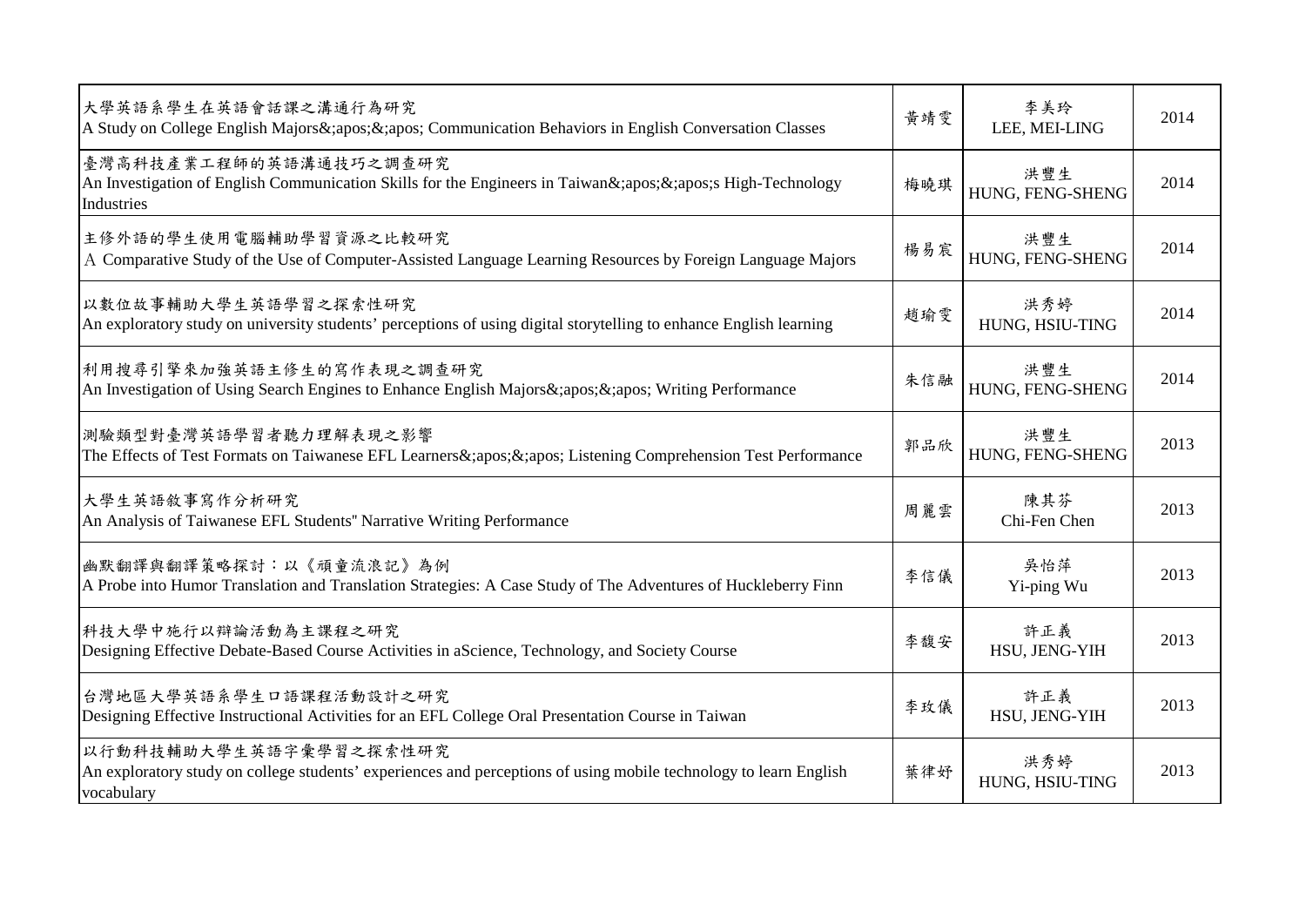| | | | |
|---|---|---|---|
| 大學英語系學生在英語會話課之溝通行為研究<br>A Study on College English Majors&;apos;&;apos; Communication Behaviors in English Conversation Classes | 黃靖雯 | 李美玲<br>LEE, MEI-LING | 2014 |
| 臺灣高科技產業工程師的英語溝通技巧之調查研究<br>An Investigation of English Communication Skills for the Engineers in Taiwan&;apos;&;apos;s High-Technology Industries | 梅曉琪 | 洪豐生<br>HUNG, FENG-SHENG | 2014 |
| 主修外語的學生使用電腦輔助學習資源之比較研究<br>Ａ Comparative Study of the Use of Computer-Assisted Language Learning Resources by Foreign Language Majors | 楊易宸 | 洪豐生<br>HUNG, FENG-SHENG | 2014 |
| 以數位故事輔助大學生英語學習之探索性研究<br>An exploratory study on university students' perceptions of using digital storytelling to enhance English learning | 趙瑜雯 | 洪秀婷<br>HUNG, HSIU-TING | 2014 |
| 利用搜尋引擎來加強英語主修生的寫作表現之調查研究<br>An Investigation of Using Search Engines to Enhance English Majors&;apos;&;apos; Writing Performance | 朱信融 | 洪豐生<br>HUNG, FENG-SHENG | 2014 |
| 測驗類型對臺灣英語學習者聽力理解表現之影響<br>The Effects of Test Formats on Taiwanese EFL Learners&;apos;&;apos; Listening Comprehension Test Performance | 郭品欣 | 洪豐生<br>HUNG, FENG-SHENG | 2013 |
| 大學生英語敘事寫作分析研究<br>An Analysis of Taiwanese EFL Students" Narrative Writing Performance | 周麗雲 | 陳其芬<br>Chi-Fen Chen | 2013 |
| 幽默翻譯與翻譯策略探討：以《頑童流浪記》為例<br>A Probe into Humor Translation and Translation Strategies: A Case Study of The Adventures of Huckleberry Finn | 李信儀 | 吳怡萍<br>Yi-ping Wu | 2013 |
| 科技大學中施行以辯論活動為主課程之研究<br>Designing Effective Debate-Based Course Activities in aScience, Technology, and Society Course | 李馥安 | 許正義<br>HSU, JENG-YIH | 2013 |
| 台灣地區大學英語系學生口語課程活動設計之研究<br>Designing Effective Instructional Activities for an EFL College Oral Presentation Course in Taiwan | 李玫儀 | 許正義<br>HSU, JENG-YIH | 2013 |
| 以行動科技輔助大學生英語字彙學習之探索性研究<br>An exploratory study on college students' experiences and perceptions of using mobile technology to learn English vocabulary | 葉律妤 | 洪秀婷<br>HUNG, HSIU-TING | 2013 |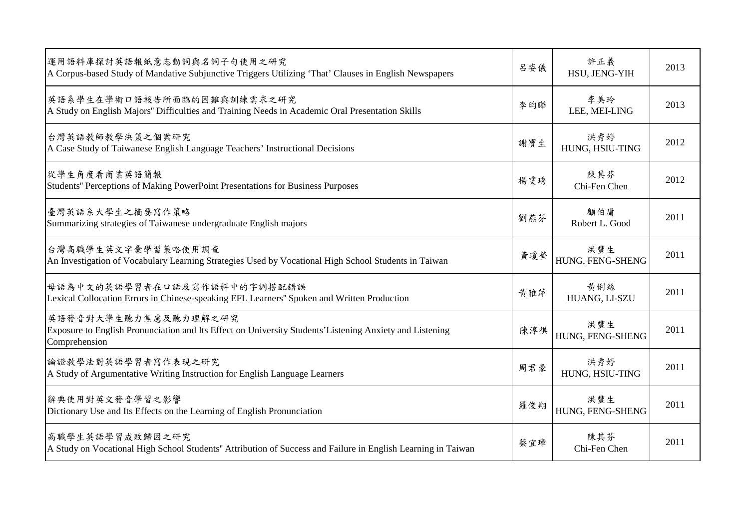| | | | |
|---|---|---|---|
| 運用語料庫探討英語報紙意志動詞與名詞子句使用之研究<br>A Corpus-based Study of Mandative Subjunctive Triggers Utilizing 'That' Clauses in English Newspapers | 呂姿儀 | 許正義<br>HSU, JENG-YIH | 2013 |
| 英語系學生在學術口語報告所面臨的困難與訓練需求之研究<br>A Study on English Majors'' Difficulties and Training Needs in Academic Oral Presentation Skills | 李昀曄 | 李美玲<br>LEE, MEI-LING | 2013 |
| 台灣英語教師教學決策之個案研究<br>A Case Study of Taiwanese English Language Teachers' Instructional Decisions | 謝寶生 | 洪秀婷<br>HUNG, HSIU-TING | 2012 |
| 從學生角度看商業英語簡報<br>Students'' Perceptions of Making PowerPoint Presentations for Business Purposes | 楊雯琇 | 陳其芬<br>Chi-Fen Chen | 2012 |
| 臺灣英語系大學生之摘要寫作策略<br>Summarizing strategies of Taiwanese undergraduate English majors | 劉燕芬 | 顧伯庸<br>Robert L. Good | 2011 |
| 台灣高職學生英文字彙學習策略使用調查<br>An Investigation of Vocabulary Learning Strategies Used by Vocational High School Students in Taiwan | 黃瓊瑩 | 洪豐生<br>HUNG, FENG-SHENG | 2011 |
| 母語為中文的英語學習者在口語及寫作語料中的字詞搭配錯誤<br>Lexical Collocation Errors in Chinese-speaking EFL Learners'' Spoken and Written Production | 黃雅萍 | 黃俐絲<br>HUANG, LI-SZU | 2011 |
| 英語發音對大學生聽力焦慮及聽力理解之研究<br>Exposure to English Pronunciation and Its Effect on University Students'Listening Anxiety and Listening Comprehension | 陳淳祺 | 洪豐生<br>HUNG, FENG-SHENG | 2011 |
| 論證教學法對英語學習者寫作表現之研究<br>A Study of Argumentative Writing Instruction for English Language Learners | 周君豪 | 洪秀婷<br>HUNG, HSIU-TING | 2011 |
| 辭典使用對英文發音學習之影響<br>Dictionary Use and Its Effects on the Learning of English Pronunciation | 羅俊翔 | 洪豐生<br>HUNG, FENG-SHENG | 2011 |
| 高職學生英語學習成敗歸因之研究<br>A Study on Vocational High School Students'' Attribution of Success and Failure in English Learning in Taiwan | 蔡宜璋 | 陳其芬<br>Chi-Fen Chen | 2011 |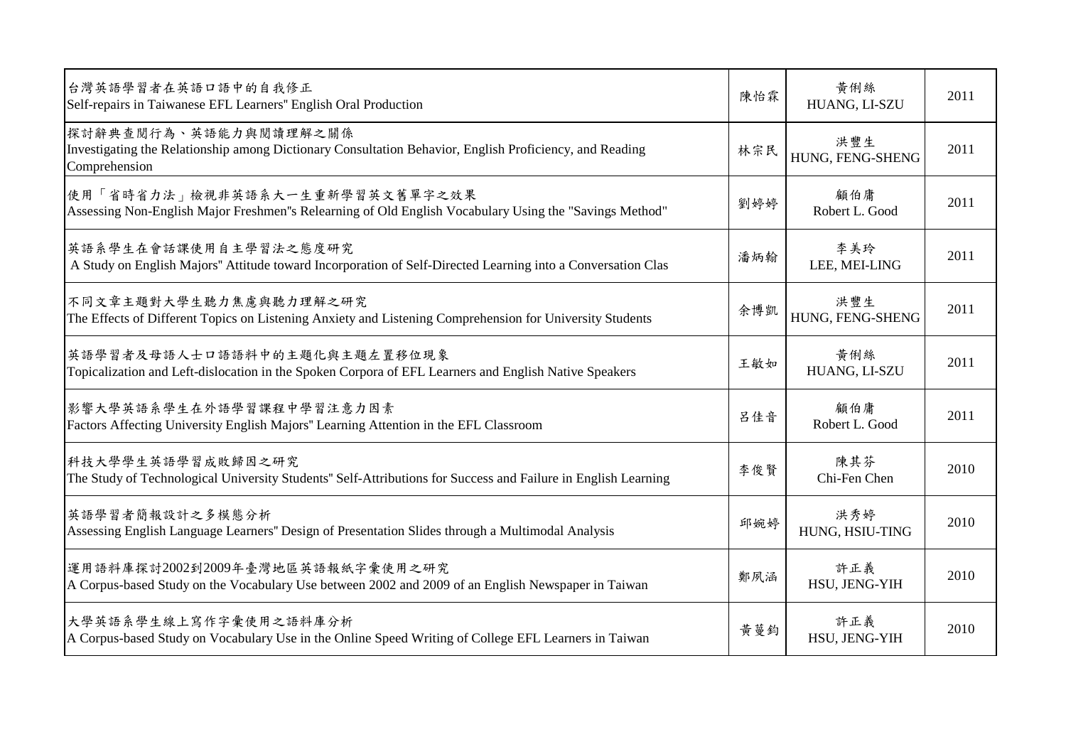| | | | |
|---|---|---|---|
| 台灣英語學習者在英語口語中的自我修正<br>Self-repairs in Taiwanese EFL Learners" English Oral Production | 陳怡霖 | 黃俐絲<br>HUANG, LI-SZU | 2011 |
| 探討辭典查閱行為、英語能力與閱讀理解之關係<br>Investigating the Relationship among Dictionary Consultation Behavior, English Proficiency, and Reading Comprehension | 林宗民 | 洪豐生<br>HUNG, FENG-SHENG | 2011 |
| 使用「省時省力法」檢視非英語系大一生重新學習英文舊單字之效果<br>Assessing Non-English Major Freshmen"s Relearning of Old English Vocabulary Using the "Savings Method" | 劉婷婷 | 顧伯庸<br>Robert L. Good | 2011 |
| 英語系學生在會話課使用自主學習法之態度研究<br>A Study on English Majors" Attitude toward Incorporation of Self-Directed Learning into a Conversation Clas | 潘炳翰 | 李美玲<br>LEE, MEI-LING | 2011 |
| 不同文章主題對大學生聽力焦慮與聽力理解之研究<br>The Effects of Different Topics on Listening Anxiety and Listening Comprehension for University Students | 余博凱 | 洪豐生<br>HUNG, FENG-SHENG | 2011 |
| 英語學習者及母語人士口語語料中的主題化與主題左置移位現象<br>Topicalization and Left-dislocation in the Spoken Corpora of EFL Learners and English Native Speakers | 王敏如 | 黃俐絲<br>HUANG, LI-SZU | 2011 |
| 影響大學英語系學生在外語學習課程中學習注意力因素<br>Factors Affecting University English Majors" Learning Attention in the EFL Classroom | 呂佳音 | 顧伯庸<br>Robert L. Good | 2011 |
| 科技大學學生英語學習成敗歸因之研究<br>The Study of Technological University Students" Self-Attributions for Success and Failure in English Learning | 李俊賢 | 陳其芬<br>Chi-Fen Chen | 2010 |
| 英語學習者簡報設計之多模態分析<br>Assessing English Language Learners" Design of Presentation Slides through a Multimodal Analysis | 邱婉婷 | 洪秀婷<br>HUNG, HSIU-TING | 2010 |
| 運用語料庫探討2002到2009年臺灣地區英語報紙字彙使用之研究<br>A Corpus-based Study on the Vocabulary Use between 2002 and 2009 of an English Newspaper in Taiwan | 鄭夙涵 | 許正義<br>HSU, JENG-YIH | 2010 |
| 大學英語系學生線上寫作字彙使用之語料庫分析<br>A Corpus-based Study on Vocabulary Use in the Online Speed Writing of College EFL Learners in Taiwan | 黃蔓鈞 | 許正義<br>HSU, JENG-YIH | 2010 |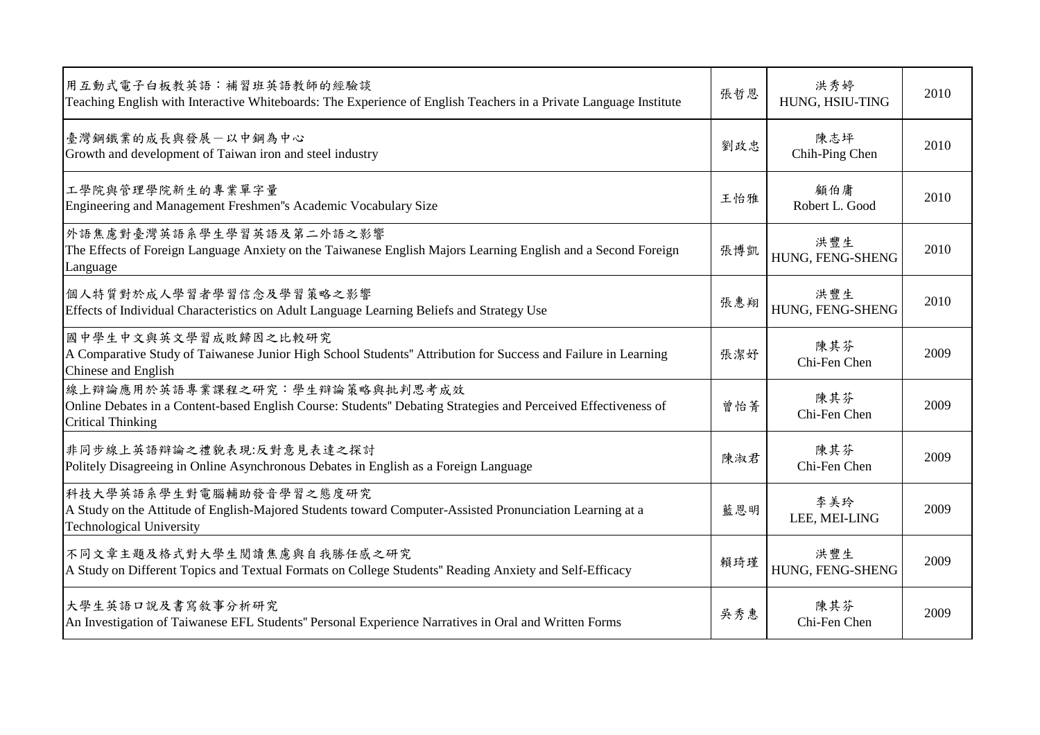| | | | |
|---|---|---|---|
| 用互動式電子白板教英語：補習班英語教師的經驗談<br>Teaching English with Interactive Whiteboards: The Experience of English Teachers in a Private Language Institute | 張哲恩 | 洪秀婷<br>HUNG, HSIU-TING | 2010 |
| 臺灣鋼鐵業的成長與發展－以中鋼為中心<br>Growth and development of Taiwan iron and steel industry | 劉政忠 | 陳志坪<br>Chih-Ping Chen | 2010 |
| 工學院與管理學院新生的專業單字量<br>Engineering and Management Freshmen''s Academic Vocabulary Size | 王怡雅 | 顧伯庸<br>Robert L. Good | 2010 |
| 外語焦慮對臺灣英語系學生學習英語及第二外語之影響<br>The Effects of Foreign Language Anxiety on the Taiwanese English Majors Learning English and a Second Foreign Language | 張博凱 | 洪豐生<br>HUNG, FENG-SHENG | 2010 |
| 個人特質對於成人學習者學習信念及學習策略之影響<br>Effects of Individual Characteristics on Adult Language Learning Beliefs and Strategy Use | 張惠翔 | 洪豐生<br>HUNG, FENG-SHENG | 2010 |
| 國中學生中文與英文學習成敗歸因之比較研究<br>A Comparative Study of Taiwanese Junior High School Students'' Attribution for Success and Failure in Learning Chinese and English | 張潔妤 | 陳其芬<br>Chi-Fen Chen | 2009 |
| 線上辯論應用於英語專業課程之研究：學生辯論策略與批判思考成效<br>Online Debates in a Content-based English Course: Students'' Debating Strategies and Perceived Effectiveness of Critical Thinking | 曾怡菁 | 陳其芬<br>Chi-Fen Chen | 2009 |
| 非同步線上英語辯論之禮貌表現:反對意見表達之探討<br>Politely Disagreeing in Online Asynchronous Debates in English as a Foreign Language | 陳淑君 | 陳其芬<br>Chi-Fen Chen | 2009 |
| 科技大學英語系學生對電腦輔助發音學習之態度研究<br>A Study on the Attitude of English-Majored Students toward Computer-Assisted Pronunciation Learning at a Technological University | 藍恩明 | 李美玲<br>LEE, MEI-LING | 2009 |
| 不同文章主題及格式對大學生閱讀焦慮與自我勝任感之研究<br>A Study on Different Topics and Textual Formats on College Students'' Reading Anxiety and Self-Efficacy | 賴琦瑾 | 洪豐生<br>HUNG, FENG-SHENG | 2009 |
| 大學生英語口說及書寫敘事分析研究<br>An Investigation of Taiwanese EFL Students'' Personal Experience Narratives in Oral and Written Forms | 吳秀惠 | 陳其芬<br>Chi-Fen Chen | 2009 |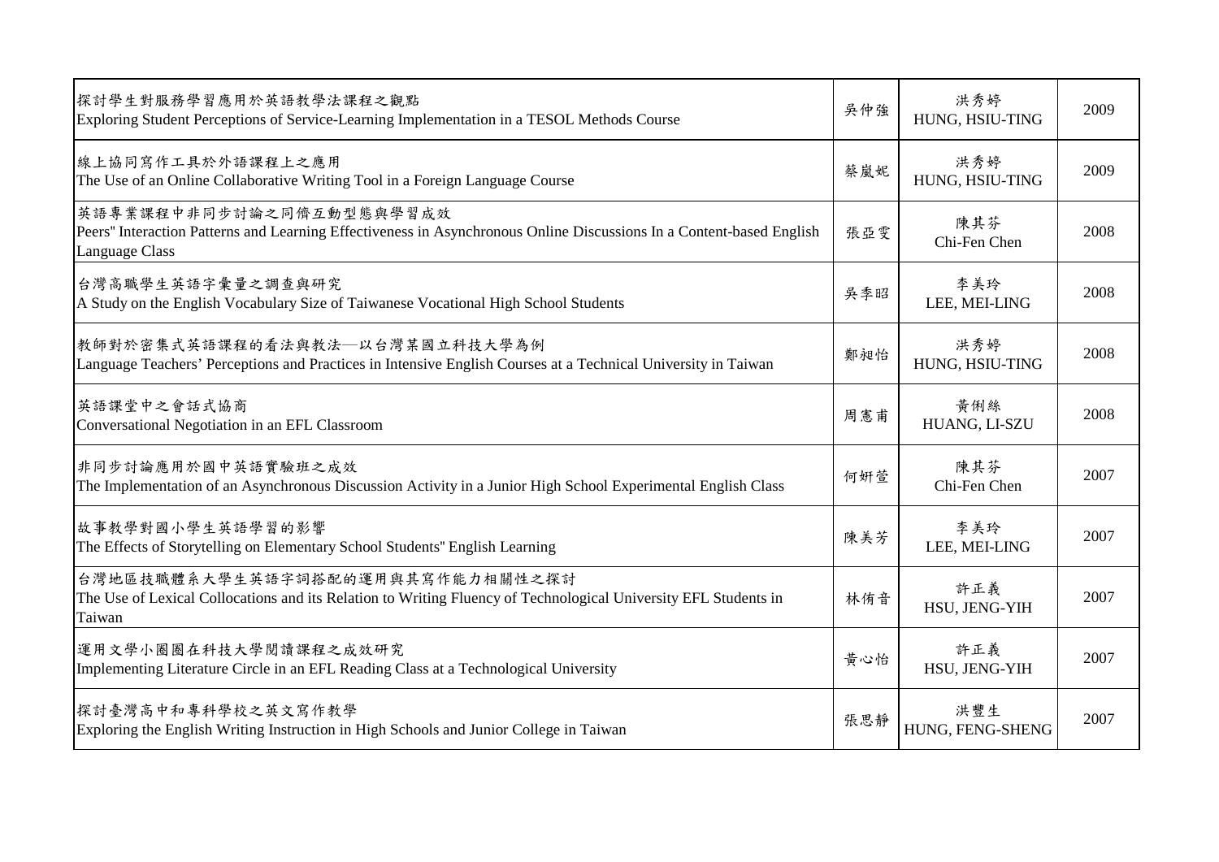| | | | |
|---|---|---|---|
| 探討學生對服務學習應用於英語教學法課程之觀點<br>Exploring Student Perceptions of Service-Learning Implementation in a TESOL Methods Course | 吳仲強 | 洪秀婷<br>HUNG, HSIU-TING | 2009 |
| 線上協同寫作工具於外語課程上之應用<br>The Use of an Online Collaborative Writing Tool in a Foreign Language Course | 蔡嵐妮 | 洪秀婷<br>HUNG, HSIU-TING | 2009 |
| 英語專業課程中非同步討論之同儕互動型態與學習成效<br>Peers" Interaction Patterns and Learning Effectiveness in Asynchronous Online Discussions In a Content-based English Language Class | 張亞雯 | 陳其芬<br>Chi-Fen Chen | 2008 |
| 台灣高職學生英語字彙量之調查與研究<br>A Study on the English Vocabulary Size of Taiwanese Vocational High School Students | 吳季昭 | 李美玲<br>LEE, MEI-LING | 2008 |
| 教師對於密集式英語課程的看法與教法—以台灣某國立科技大學為例<br>Language Teachers' Perceptions and Practices in Intensive English Courses at a Technical University in Taiwan | 鄭昶怡 | 洪秀婷<br>HUNG, HSIU-TING | 2008 |
| 英語課堂中之會話式協商<br>Conversational Negotiation in an EFL Classroom | 周憲甫 | 黃俐絲<br>HUANG, LI-SZU | 2008 |
| 非同步討論應用於國中英語實驗班之成效<br>The Implementation of an Asynchronous Discussion Activity in a Junior High School Experimental English Class | 何妍萱 | 陳其芬<br>Chi-Fen Chen | 2007 |
| 故事教學對國小學生英語學習的影響<br>The Effects of Storytelling on Elementary School Students" English Learning | 陳美芳 | 李美玲<br>LEE, MEI-LING | 2007 |
| 台灣地區技職體系大學生英語字詞搭配的運用與其寫作能力相關性之探討<br>The Use of Lexical Collocations and its Relation to Writing Fluency of Technological University EFL Students in Taiwan | 林侑音 | 許正義<br>HSU, JENG-YIH | 2007 |
| 運用文學小圈圈在科技大學閱讀課程之成效研究<br>Implementing Literature Circle in an EFL Reading Class at a Technological University | 黃心怡 | 許正義<br>HSU, JENG-YIH | 2007 |
| 探討臺灣高中和專科學校之英文寫作教學<br>Exploring the English Writing Instruction in High Schools and Junior College in Taiwan | 張思靜 | 洪豐生<br>HUNG, FENG-SHENG | 2007 |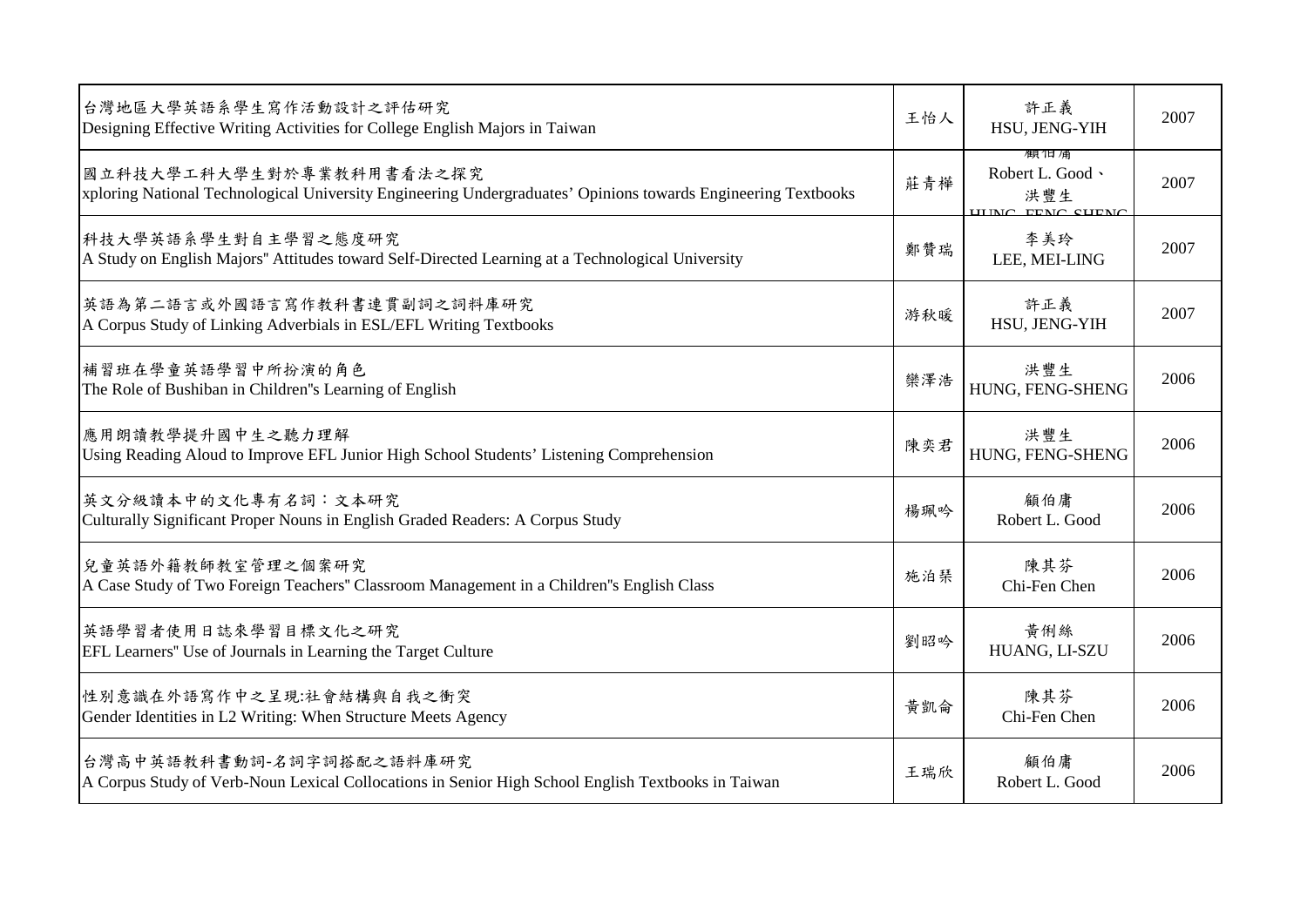| | | | |
|---|---|---|---|
| 台灣地區大學英語系學生寫作活動設計之評估研究<br>Designing Effective Writing Activities for College English Majors in Taiwan | 王怡人 | 許正義<br>HSU, JENG-YIH | 2007 |
| 國立科技大學工科大學生對於專業教科用書看法之探究<br>xploring National Technological University Engineering Undergraduates' Opinions towards Engineering Textbooks | 莊青樺 | 顧伯庸<br>Robert L. Good、<br>洪豐生<br>HUNG, FENG-SHENG | 2007 |
| 科技大學英語系學生對自主學習之態度研究<br>A Study on English Majors" Attitudes toward Self-Directed Learning at a Technological University | 鄭贊瑞 | 李美玲<br>LEE, MEI-LING | 2007 |
| 英語為第二語言或外國語言寫作教科書連貫副詞之詞料庫研究<br>A Corpus Study of Linking Adverbials in ESL/EFL Writing Textbooks | 游秋暖 | 許正義<br>HSU, JENG-YIH | 2007 |
| 補習班在學童英語學習中所扮演的角色<br>The Role of Bushiban in Children"s Learning of English | 欒澤浩 | 洪豐生<br>HUNG, FENG-SHENG | 2006 |
| 應用朗讀教學提升國中生之聽力理解<br>Using Reading Aloud to Improve EFL Junior High School Students' Listening Comprehension | 陳奕君 | 洪豐生<br>HUNG, FENG-SHENG | 2006 |
| 英文分級讀本中的文化專有名詞：文本研究<br>Culturally Significant Proper Nouns in English Graded Readers: A Corpus Study | 楊珮吟 | 顧伯庸<br>Robert L. Good | 2006 |
| 兒童英語外籍教師教室管理之個案研究<br>A Case Study of Two Foreign Teachers" Classroom Management in a Children"s English Class | 施泊琹 | 陳其芬<br>Chi-Fen Chen | 2006 |
| 英語學習者使用日誌來學習目標文化之研究<br>EFL Learners" Use of Journals in Learning the Target Culture | 劉昭吟 | 黃俐絲<br>HUANG, LI-SZU | 2006 |
| 性別意識在外語寫作中之呈現:社會結構與自我之衝突<br>Gender Identities in L2 Writing: When Structure Meets Agency | 黃凱倫 | 陳其芬<br>Chi-Fen Chen | 2006 |
| 台灣高中英語教科書動詞-名詞字詞搭配之語料庫研究<br>A Corpus Study of Verb-Noun Lexical Collocations in Senior High School English Textbooks in Taiwan | 王瑞欣 | 顧伯庸<br>Robert L. Good | 2006 |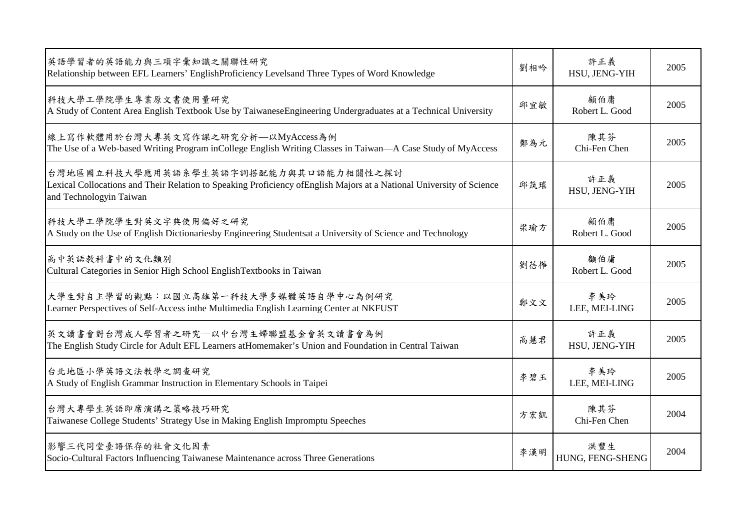| | | | |
|---|---|---|---|
| 英語學習者的英語能力與三項字彙知識之關聯性研究<br>Relationship between EFL Learners' EnglishProficiency Levelsand Three Types of Word Knowledge | 劉相吟 | 許正義<br>HSU, JENG-YIH | 2005 |
| 科技大學工學院學生專業原文書使用量研究<br>A Study of Content Area English Textbook Use by TaiwaneseEngineering Undergraduates at a Technical University | 邱宜敏 | 顧伯庸<br>Robert L. Good | 2005 |
| 線上寫作軟體用於台灣大專英文寫作課之研究分析—以MyAccess為例<br>The Use of a Web-based Writing Program inCollege English Writing Classes in Taiwan—A Case Study of MyAccess | 鄭為元 | 陳其芬<br>Chi-Fen Chen | 2005 |
| 台灣地區國立科技大學應用英語系學生英語字詞搭配能力與其口語能力相關性之探討<br>Lexical Collocations and Their Relation to Speaking Proficiency ofEnglish Majors at a National University of Science and Technologyin Taiwan | 邱筑瑤 | 許正義<br>HSU, JENG-YIH | 2005 |
| 科技大學工學院學生對英文字典使用偏好之研究<br>A Study on the Use of English Dictionariesby Engineering Studentsat a University of Science and Technology | 梁瑜方 | 顧伯庸<br>Robert L. Good | 2005 |
| 高中英語教科書中的文化類別<br>Cultural Categories in Senior High School EnglishTextbooks in Taiwan | 劉蓓樺 | 顧伯庸<br>Robert L. Good | 2005 |
| 大學生對自主學習的觀點：以國立高雄第一科技大學多媒體英語自學中心為例研究<br>Learner Perspectives of Self-Access inthe Multimedia English Learning Center at NKFUST | 鄭文文 | 李美玲<br>LEE, MEI-LING | 2005 |
| 英文讀書會對台灣成人學習者之研究—以中台灣主婦聯盟基金會英文讀書會為例<br>The English Study Circle for Adult EFL Learners atHomemaker's Union and Foundation in Central Taiwan | 高慧君 | 許正義<br>HSU, JENG-YIH | 2005 |
| 台北地區小學英語文法教學之調查研究<br>A Study of English Grammar Instruction in Elementary Schools in Taipei | 李碧玉 | 李美玲<br>LEE, MEI-LING | 2005 |
| 台灣大專學生英語即席演講之策略技巧研究<br>Taiwanese College Students' Strategy Use in Making English Impromptu Speeches | 方宏凱 | 陳其芬<br>Chi-Fen Chen | 2004 |
| 影響三代同堂臺語保存的社會文化因素<br>Socio-Cultural Factors Influencing Taiwanese Maintenance across Three Generations | 李漢明 | 洪豐生<br>HUNG, FENG-SHENG | 2004 |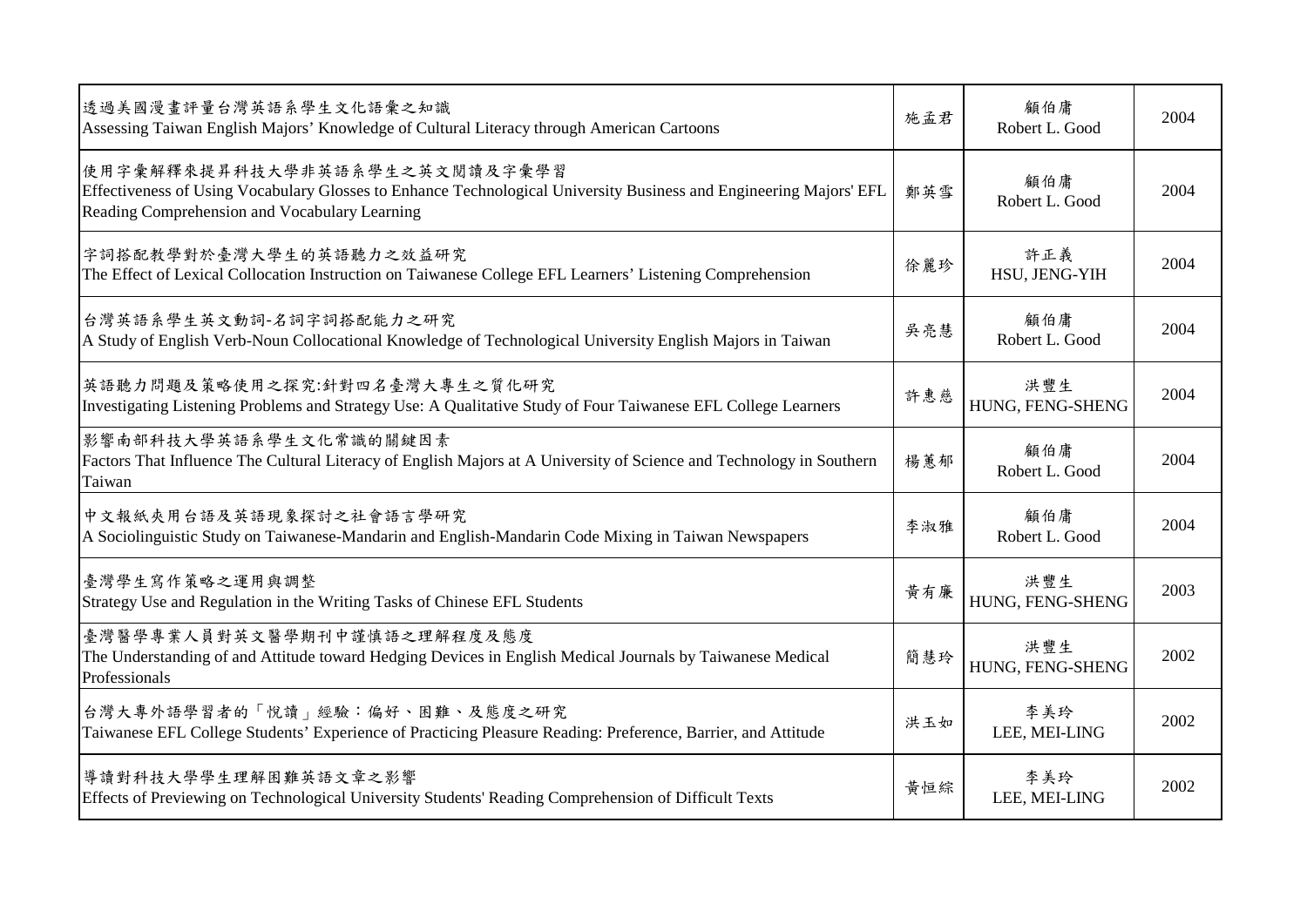| | | | |
|---|---|---|---|
| 透過美國漫畫評量台灣英語系學生文化語彙之知識<br>Assessing Taiwan English Majors' Knowledge of Cultural Literacy through American Cartoons | 施孟君 | 顧伯庸<br>Robert L. Good | 2004 |
| 使用字彙解釋來提昇科技大學非英語系學生之英文閱讀及字彙學習<br>Effectiveness of Using Vocabulary Glosses to Enhance Technological University Business and Engineering Majors' EFL Reading Comprehension and Vocabulary Learning | 鄭英雪 | 顧伯庸<br>Robert L. Good | 2004 |
| 字詞搭配教學對於臺灣大學生的英語聽力之效益研究<br>The Effect of Lexical Collocation Instruction on Taiwanese College EFL Learners' Listening Comprehension | 徐麗珍 | 許正義<br>HSU, JENG-YIH | 2004 |
| 台灣英語系學生英文動詞-名詞字詞搭配能力之研究<br>A Study of English Verb-Noun Collocational Knowledge of Technological University English Majors in Taiwan | 吳亮慧 | 顧伯庸<br>Robert L. Good | 2004 |
| 英語聽力問題及策略使用之探究:針對四名臺灣大專生之質化研究<br>Investigating Listening Problems and Strategy Use: A Qualitative Study of Four Taiwanese EFL College Learners | 許惠慈 | 洪豐生<br>HUNG, FENG-SHENG | 2004 |
| 影響南部科技大學英語系學生文化常識的關鍵因素<br>Factors That Influence The Cultural Literacy of English Majors at A University of Science and Technology in Southern Taiwan | 楊蕙郁 | 顧伯庸<br>Robert L. Good | 2004 |
| 中文報紙夾用台語及英語現象探討之社會語言學研究<br>A Sociolinguistic Study on Taiwanese-Mandarin and English-Mandarin Code Mixing in Taiwan Newspapers | 李淑雅 | 顧伯庸<br>Robert L. Good | 2004 |
| 臺灣學生寫作策略之運用與調整<br>Strategy Use and Regulation in the Writing Tasks of Chinese EFL Students | 黃有廉 | 洪豐生<br>HUNG, FENG-SHENG | 2003 |
| 臺灣醫學專業人員對英文醫學期刊中謹慎語之理解程度及態度<br>The Understanding of and Attitude toward Hedging Devices in English Medical Journals by Taiwanese Medical Professionals | 簡慧玲 | 洪豐生<br>HUNG, FENG-SHENG | 2002 |
| 台灣大專外語學習者的「悅讀」經驗：偏好、困難、及態度之研究<br>Taiwanese EFL College Students' Experience of Practicing Pleasure Reading: Preference, Barrier, and Attitude | 洪玉如 | 李美玲<br>LEE, MEI-LING | 2002 |
| 導讀對科技大學學生理解困難英語文章之影響<br>Effects of Previewing on Technological University Students' Reading Comprehension of Difficult Texts | 黃恒綜 | 李美玲<br>LEE, MEI-LING | 2002 |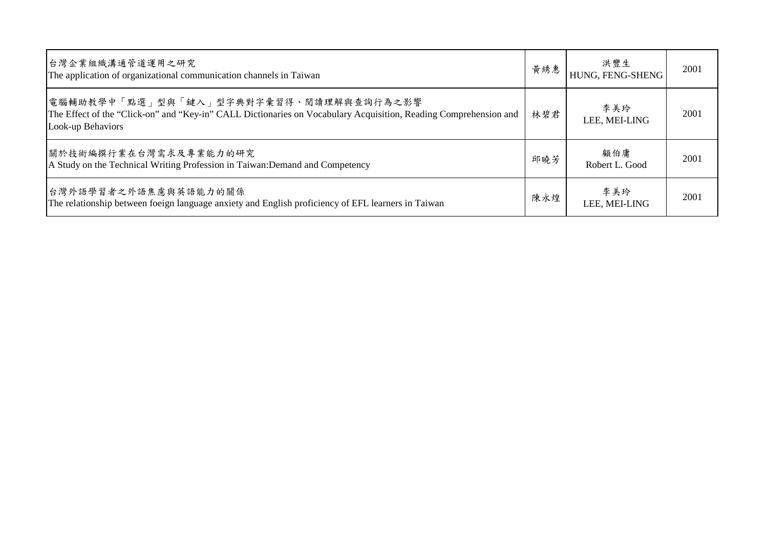| | | | |
|---|---|---|---|
| 台灣企業組織溝通管道運用之研究<br>The application of organizational communication channels in Taiwan | 黃綉惠 | 洪豐生<br>HUNG, FENG-SHENG | 2001 |
| 電腦輔助教學中「點選」型與「鍵入」型字典對字彙習得、閱讀理解與查詢行為之影響<br>The Effect of the “Click-on” and “Key-in” CALL Dictionaries on Vocabulary Acquisition, Reading Comprehension and Look-up Behaviors | 林碧君 | 李美玲<br>LEE, MEI-LING | 2001 |
| 關於技術編撰行業在台灣需求及專業能力的研究<br>A Study on the Technical Writing Profession in Taiwan:Demand and Competency | 邱曉芳 | 顧伯庸<br>Robert L. Good | 2001 |
| 台灣外語學習者之外語焦慮與英語能力的關係<br>The relationship between foeign language anxiety and English proficiency of EFL learners in Taiwan | 陳永煌 | 李美玲<br>LEE, MEI-LING | 2001 |